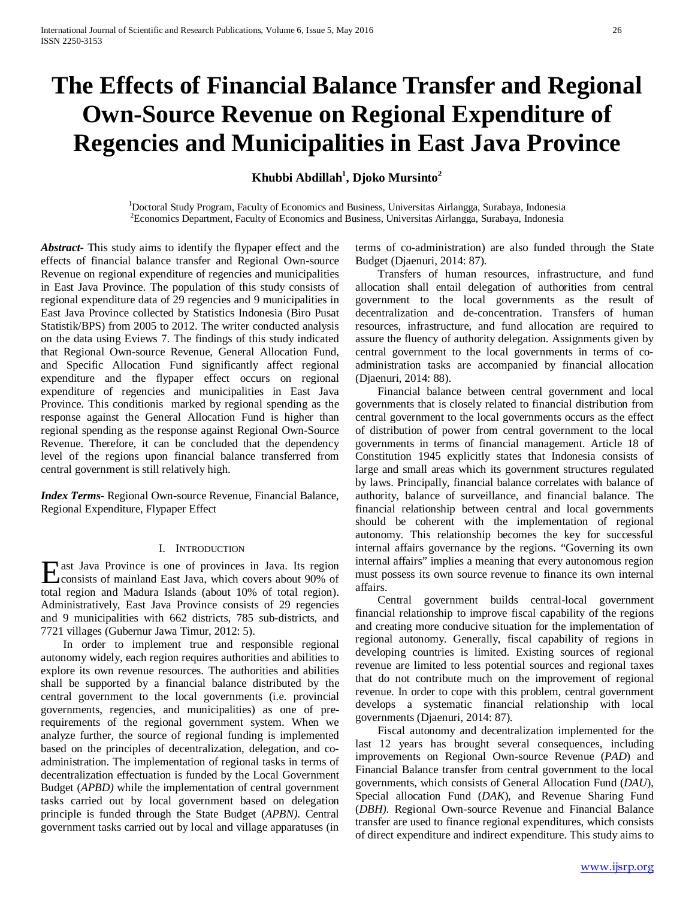# The Effects of Financial Balance Transfer and Regional Own-Source Revenue on Regional Expenditure of Regencies and Municipalities in East Java Province

**Khubbi Abdillah[1], Djoko Mursinto[2]**

[1]Doctoral Study Program, Faculty of Economics and Business, Universitas Airlangga, Surabaya, Indonesia
[2]Economics Department, Faculty of Economics and Business, Universitas Airlangga, Surabaya, Indonesia

***Abstract***- This study aims to identify the flypaper effect and the effects of financial balance transfer and Regional Own-source Revenue on regional expenditure of regencies and municipalities in East Java Province. The population of this study consists of regional expenditure data of 29 regencies and 9 municipalities in East Java Province collected by Statistics Indonesia (Biro Pusat Statistik/BPS) from 2005 to 2012. The writer conducted analysis on the data using Eviews 7. The findings of this study indicated that Regional Own-source Revenue, General Allocation Fund, and Specific Allocation Fund significantly affect regional expenditure and the flypaper effect occurs on regional expenditure of regencies and municipalities in East Java Province. This conditionis marked by regional spending as the response against the General Allocation Fund is higher than regional spending as the response against Regional Own-Source Revenue. Therefore, it can be concluded that the dependency level of the regions upon financial balance transferred from central government is still relatively high.

***Index Terms***- Regional Own-source Revenue, Financial Balance, Regional Expenditure, Flypaper Effect

## I. Introduction

East Java Province is one of provinces in Java. Its region consists of mainland East Java, which covers about 90% of total region and Madura Islands (about 10% of total region). Administratively, East Java Province consists of 29 regencies and 9 municipalities with 662 districts, 785 sub-districts, and 7721 villages (Gubernur Jawa Timur, 2012: 5).

In order to implement true and responsible regional autonomy widely, each region requires authorities and abilities to explore its own revenue resources. The authorities and abilities shall be supported by a financial balance distributed by the central government to the local governments (i.e. provincial governments, regencies, and municipalities) as one of pre-requirements of the regional government system. When we analyze further, the source of regional funding is implemented based on the principles of decentralization, delegation, and co-administration. The implementation of regional tasks in terms of decentralization effectuation is funded by the Local Government Budget (*APBD)* while the implementation of central government tasks carried out by local government based on delegation principle is funded through the State Budget (*APBN)*. Central government tasks carried out by local and village apparatuses (in terms of co-administration) are also funded through the State Budget (Djaenuri, 2014: 87).

Transfers of human resources, infrastructure, and fund allocation shall entail delegation of authorities from central government to the local governments as the result of decentralization and de-concentration. Transfers of human resources, infrastructure, and fund allocation are required to assure the fluency of authority delegation. Assignments given by central government to the local governments in terms of co-administration tasks are accompanied by financial allocation (Djaenuri, 2014: 88).

Financial balance between central government and local governments that is closely related to financial distribution from central government to the local governments occurs as the effect of distribution of power from central government to the local governments in terms of financial management. Article 18 of Constitution 1945 explicitly states that Indonesia consists of large and small areas which its government structures regulated by laws. Principally, financial balance correlates with balance of authority, balance of surveillance, and financial balance. The financial relationship between central and local governments should be coherent with the implementation of regional autonomy. This relationship becomes the key for successful internal affairs governance by the regions. "Governing its own internal affairs" implies a meaning that every autonomous region must possess its own source revenue to finance its own internal affairs.

Central government builds central-local government financial relationship to improve fiscal capability of the regions and creating more conducive situation for the implementation of regional autonomy. Generally, fiscal capability of regions in developing countries is limited. Existing sources of regional revenue are limited to less potential sources and regional taxes that do not contribute much on the improvement of regional revenue. In order to cope with this problem, central government develops a systematic financial relationship with local governments (Djaenuri, 2014: 87).

Fiscal autonomy and decentralization implemented for the last 12 years has brought several consequences, including improvements on Regional Own-source Revenue (*PAD*) and Financial Balance transfer from central government to the local governments, which consists of General Allocation Fund (*DAU*), Special allocation Fund (*DAK*), and Revenue Sharing Fund (*DBH*). Regional Own-source Revenue and Financial Balance transfer are used to finance regional expenditures, which consists of direct expenditure and indirect expenditure. This study aims to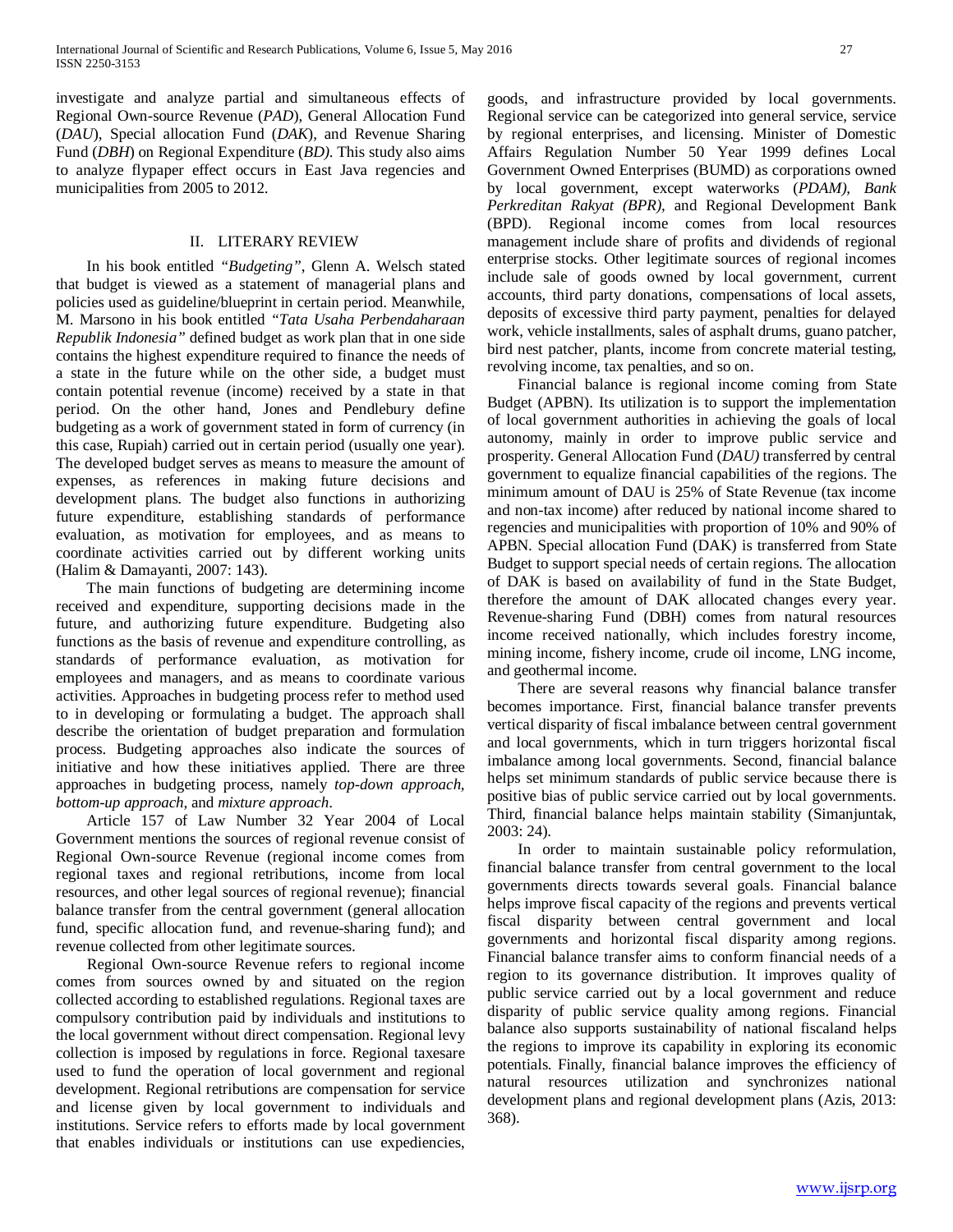investigate and analyze partial and simultaneous effects of Regional Own-source Revenue (*PAD*), General Allocation Fund (*DAU*), Special allocation Fund (*DAK*), and Revenue Sharing Fund (*DBH*) on Regional Expenditure (*BD)*. This study also aims to analyze flypaper effect occurs in East Java regencies and municipalities from 2005 to 2012.

## II. LITERARY REVIEW

In his book entitled *"Budgeting"*, Glenn A. Welsch stated that budget is viewed as a statement of managerial plans and policies used as guideline/blueprint in certain period. Meanwhile, M. Marsono in his book entitled *"Tata Usaha Perbendaharaan Republik Indonesia"* defined budget as work plan that in one side contains the highest expenditure required to finance the needs of a state in the future while on the other side, a budget must contain potential revenue (income) received by a state in that period. On the other hand, Jones and Pendlebury define budgeting as a work of government stated in form of currency (in this case, Rupiah) carried out in certain period (usually one year). The developed budget serves as means to measure the amount of expenses, as references in making future decisions and development plans. The budget also functions in authorizing future expenditure, establishing standards of performance evaluation, as motivation for employees, and as means to coordinate activities carried out by different working units (Halim & Damayanti, 2007: 143).

The main functions of budgeting are determining income received and expenditure, supporting decisions made in the future, and authorizing future expenditure. Budgeting also functions as the basis of revenue and expenditure controlling, as standards of performance evaluation, as motivation for employees and managers, and as means to coordinate various activities. Approaches in budgeting process refer to method used to in developing or formulating a budget. The approach shall describe the orientation of budget preparation and formulation process. Budgeting approaches also indicate the sources of initiative and how these initiatives applied. There are three approaches in budgeting process, namely *top-down approach, bottom-up approach,* and *mixture approach*.

Article 157 of Law Number 32 Year 2004 of Local Government mentions the sources of regional revenue consist of Regional Own-source Revenue (regional income comes from regional taxes and regional retributions, income from local resources, and other legal sources of regional revenue); financial balance transfer from the central government (general allocation fund, specific allocation fund, and revenue-sharing fund); and revenue collected from other legitimate sources.

Regional Own-source Revenue refers to regional income comes from sources owned by and situated on the region collected according to established regulations. Regional taxes are compulsory contribution paid by individuals and institutions to the local government without direct compensation. Regional levy collection is imposed by regulations in force. Regional taxesare used to fund the operation of local government and regional development. Regional retributions are compensation for service and license given by local government to individuals and institutions. Service refers to efforts made by local government that enables individuals or institutions can use expediencies, goods, and infrastructure provided by local governments. Regional service can be categorized into general service, service by regional enterprises, and licensing. Minister of Domestic Affairs Regulation Number 50 Year 1999 defines Local Government Owned Enterprises (BUMD) as corporations owned by local government, except waterworks (*PDAM), Bank Perkreditan Rakyat (BPR),* and Regional Development Bank (BPD). Regional income comes from local resources management include share of profits and dividends of regional enterprise stocks. Other legitimate sources of regional incomes include sale of goods owned by local government, current accounts, third party donations, compensations of local assets, deposits of excessive third party payment, penalties for delayed work, vehicle installments, sales of asphalt drums, guano patcher, bird nest patcher, plants, income from concrete material testing, revolving income, tax penalties, and so on.

Financial balance is regional income coming from State Budget (APBN). Its utilization is to support the implementation of local government authorities in achieving the goals of local autonomy, mainly in order to improve public service and prosperity. General Allocation Fund (*DAU)* transferred by central government to equalize financial capabilities of the regions. The minimum amount of DAU is 25% of State Revenue (tax income and non-tax income) after reduced by national income shared to regencies and municipalities with proportion of 10% and 90% of APBN. Special allocation Fund (DAK) is transferred from State Budget to support special needs of certain regions. The allocation of DAK is based on availability of fund in the State Budget, therefore the amount of DAK allocated changes every year. Revenue-sharing Fund (DBH) comes from natural resources income received nationally, which includes forestry income, mining income, fishery income, crude oil income, LNG income, and geothermal income.

There are several reasons why financial balance transfer becomes importance. First, financial balance transfer prevents vertical disparity of fiscal imbalance between central government and local governments, which in turn triggers horizontal fiscal imbalance among local governments. Second, financial balance helps set minimum standards of public service because there is positive bias of public service carried out by local governments. Third, financial balance helps maintain stability (Simanjuntak, 2003: 24).

In order to maintain sustainable policy reformulation, financial balance transfer from central government to the local governments directs towards several goals. Financial balance helps improve fiscal capacity of the regions and prevents vertical fiscal disparity between central government and local governments and horizontal fiscal disparity among regions. Financial balance transfer aims to conform financial needs of a region to its governance distribution. It improves quality of public service carried out by a local government and reduce disparity of public service quality among regions. Financial balance also supports sustainability of national fiscaland helps the regions to improve its capability in exploring its economic potentials. Finally, financial balance improves the efficiency of natural resources utilization and synchronizes national development plans and regional development plans (Azis, 2013: 368).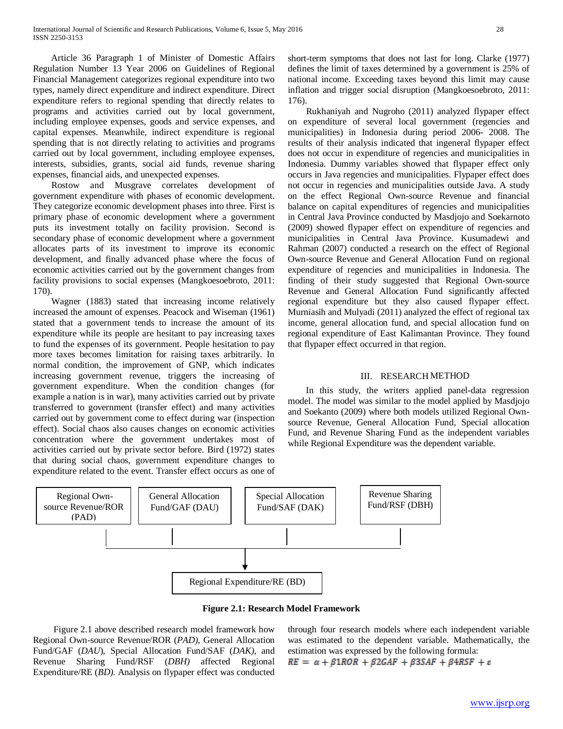Article 36 Paragraph 1 of Minister of Domestic Affairs Regulation Number 13 Year 2006 on Guidelines of Regional Financial Management categorizes regional expenditure into two types, namely direct expenditure and indirect expenditure. Direct expenditure refers to regional spending that directly relates to programs and activities carried out by local government, including employee expenses, goods and service expenses, and capital expenses. Meanwhile, indirect expenditure is regional spending that is not directly relating to activities and programs carried out by local government, including employee expenses, interests, subsidies, grants, social aid funds, revenue sharing expenses, financial aids, and unexpected expenses.

Rostow and Musgrave correlates development of government expenditure with phases of economic development. They categorize economic development phases into three. First is primary phase of economic development where a government puts its investment totally on facility provision. Second is secondary phase of economic development where a government allocates parts of its investment to improve its economic development, and finally advanced phase where the focus of economic activities carried out by the government changes from facility provisions to social expenses (Mangkoesoebroto, 2011: 170).

Wagner (1883) stated that increasing income relatively increased the amount of expenses. Peacock and Wiseman (1961) stated that a government tends to increase the amount of its expenditure while its people are hesitant to pay increasing taxes to fund the expenses of its government. People hesitation to pay more taxes becomes limitation for raising taxes arbitrarily. In normal condition, the improvement of GNP, which indicates increasing government revenue, triggers the increasing of government expenditure. When the condition changes (for example a nation is in war), many activities carried out by private transferred to government (transfer effect) and many activities carried out by government come to effect during war (inspection effect). Social chaos also causes changes on economic activities concentration where the government undertakes most of activities carried out by private sector before. Bird (1972) states that during social chaos, government expenditure changes to expenditure related to the event. Transfer effect occurs as one of short-term symptoms that does not last for long. Clarke (1977) defines the limit of taxes determined by a government is 25% of national income. Exceeding taxes beyond this limit may cause inflation and trigger social disruption (Mangkoesoebroto, 2011: 176).

Rukhaniyah and Nugroho (2011) analyzed flypaper effect on expenditure of several local government (regencies and municipalities) in Indonesia during period 2006- 2008. The results of their analysis indicated that ingeneral flypaper effect does not occur in expenditure of regencies and municipalities in Indonesia. Dummy variables showed that flypaper effect only occurs in Java regencies and municipalities. Flypaper effect does not occur in regencies and municipalities outside Java. A study on the effect Regional Own-source Revenue and financial balance on capital expenditures of regencies and municipalities in Central Java Province conducted by Masdjojo and Soekarnoto (2009) showed flypaper effect on expenditure of regencies and municipalities in Central Java Province. Kusumadewi and Rahman (2007) conducted a research on the effect of Regional Own-source Revenue and General Allocation Fund on regional expenditure of regencies and municipalities in Indonesia. The finding of their study suggested that Regional Own-source Revenue and General Allocation Fund significantly affected regional expenditure but they also caused flypaper effect. Murniasih and Mulyadi (2011) analyzed the effect of regional tax income, general allocation fund, and special allocation fund on regional expenditure of East Kalimantan Province. They found that flypaper effect occurred in that region.

## III. RESEARCH METHOD

In this study, the writers applied panel-data regression model. The model was similar to the model applied by Masdjojo and Soekanto (2009) where both models utilized Regional Own-source Revenue, General Allocation Fund, Special allocation Fund, and Revenue Sharing Fund as the independent variables while Regional Expenditure was the dependent variable.

Regional Own-source Revenue/ROR (PAD)

General Allocation Fund/GAF (DAU)

Special Allocation Fund/SAF (DAK)

Revenue Sharing Fund/RSF (DBH)

Regional Expenditure/RE (BD)

**Figure 2.1: Research Model Framework**

Figure 2.1 above described research model framework how Regional Own-source Revenue/ROR (*PAD)*, General Allocation Fund/GAF (*DAU*), Special Allocation Fund/SAF (*DAK),* and Revenue Sharing Fund/RSF (*DBH)* affected Regional Expenditure/RE (*BD).* Analysis on flypaper effect was conducted through four research models where each independent variable was estimated to the dependent variable. Mathematically, the estimation was expressed by the following formula:

$$RE = \alpha + \beta 1ROR + \beta 2GAF + \beta 3SAF + \beta 4RSF + \varepsilon$$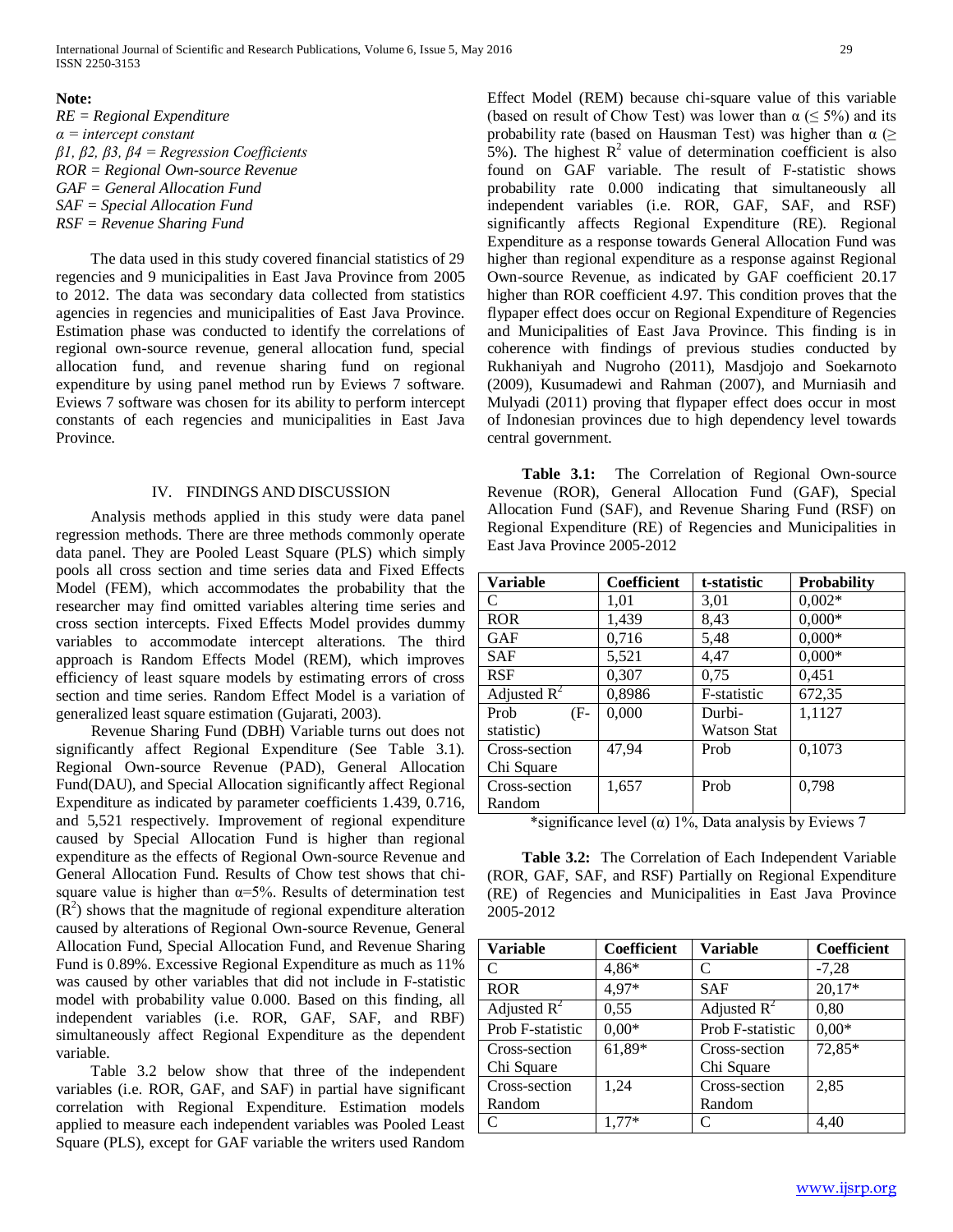**Note:**
*RE = Regional Expenditure*
*α = intercept constant*
*β1, β2, β3, β4 = Regression Coefficients*
*ROR = Regional Own-source Revenue*
*GAF = General Allocation Fund*
*SAF = Special Allocation Fund*
*RSF = Revenue Sharing Fund*

The data used in this study covered financial statistics of 29 regencies and 9 municipalities in East Java Province from 2005 to 2012. The data was secondary data collected from statistics agencies in regencies and municipalities of East Java Province. Estimation phase was conducted to identify the correlations of regional own-source revenue, general allocation fund, special allocation fund, and revenue sharing fund on regional expenditure by using panel method run by Eviews 7 software. Eviews 7 software was chosen for its ability to perform intercept constants of each regencies and municipalities in East Java Province.

## IV. FINDINGS AND DISCUSSION

Analysis methods applied in this study were data panel regression methods. There are three methods commonly operate data panel. They are Pooled Least Square (PLS) which simply pools all cross section and time series data and Fixed Effects Model (FEM), which accommodates the probability that the researcher may find omitted variables altering time series and cross section intercepts. Fixed Effects Model provides dummy variables to accommodate intercept alterations. The third approach is Random Effects Model (REM), which improves efficiency of least square models by estimating errors of cross section and time series. Random Effect Model is a variation of generalized least square estimation (Gujarati, 2003).

Revenue Sharing Fund (DBH) Variable turns out does not significantly affect Regional Expenditure (See Table 3.1). Regional Own-source Revenue (PAD), General Allocation Fund(DAU), and Special Allocation significantly affect Regional Expenditure as indicated by parameter coefficients 1.439, 0.716, and 5,521 respectively. Improvement of regional expenditure caused by Special Allocation Fund is higher than regional expenditure as the effects of Regional Own-source Revenue and General Allocation Fund. Results of Chow test shows that chi-square value is higher than α=5%. Results of determination test ($R^2$) shows that the magnitude of regional expenditure alteration caused by alterations of Regional Own-source Revenue, General Allocation Fund, Special Allocation Fund, and Revenue Sharing Fund is 0.89%. Excessive Regional Expenditure as much as 11% was caused by other variables that did not include in F-statistic model with probability value 0.000. Based on this finding, all independent variables (i.e. ROR, GAF, SAF, and RBF) simultaneously affect Regional Expenditure as the dependent variable.

Table 3.2 below show that three of the independent variables (i.e. ROR, GAF, and SAF) in partial have significant correlation with Regional Expenditure. Estimation models applied to measure each independent variables was Pooled Least Square (PLS), except for GAF variable the writers used Random Effect Model (REM) because chi-square value of this variable (based on result of Chow Test) was lower than α (≤ 5%) and its probability rate (based on Hausman Test) was higher than α (≥ 5%). The highest $R^2$ value of determination coefficient is also found on GAF variable. The result of F-statistic shows probability rate 0.000 indicating that simultaneously all independent variables (i.e. ROR, GAF, SAF, and RSF) significantly affects Regional Expenditure (RE). Regional Expenditure as a response towards General Allocation Fund was higher than regional expenditure as a response against Regional Own-source Revenue, as indicated by GAF coefficient 20.17 higher than ROR coefficient 4.97. This condition proves that the flypaper effect does occur on Regional Expenditure of Regencies and Municipalities of East Java Province. This finding is in coherence with findings of previous studies conducted by Rukhaniyah and Nugroho (2011), Masdjojo and Soekarnoto (2009), Kusumadewi and Rahman (2007), and Murniasih and Mulyadi (2011) proving that flypaper effect does occur in most of Indonesian provinces due to high dependency level towards central government.

**Table 3.1:** The Correlation of Regional Own-source Revenue (ROR), General Allocation Fund (GAF), Special Allocation Fund (SAF), and Revenue Sharing Fund (RSF) on Regional Expenditure (RE) of Regencies and Municipalities in East Java Province 2005-2012

| Variable | Coefficient | t-statistic | Probability |
|---|---|---|---|
| C | 1,01 | 3,01 | 0,002* |
| ROR | 1,439 | 8,43 | 0,000* |
| GAF | 0,716 | 5,48 | 0,000* |
| SAF | 5,521 | 4,47 | 0,000* |
| RSF | 0,307 | 0,75 | 0,451 |
| Adjusted $R^2$ | 0,8986 | F-statistic | 672,35 |
| Prob (F-statistic) | 0,000 | Durbi-Watson Stat | 1,1127 |
| Cross-section Chi Square | 47,94 | Prob | 0,1073 |
| Cross-section Random | 1,657 | Prob | 0,798 |

*significance level (α) 1%, Data analysis by Eviews 7

**Table 3.2:** The Correlation of Each Independent Variable (ROR, GAF, SAF, and RSF) Partially on Regional Expenditure (RE) of Regencies and Municipalities in East Java Province 2005-2012

| Variable | Coefficient | Variable | Coefficient |
|---|---|---|---|
| C | 4,86* | C | -7,28 |
| ROR | 4,97* | SAF | 20,17* |
| Adjusted $R^2$ | 0,55 | Adjusted $R^2$ | 0,80 |
| Prob F-statistic | 0,00* | Prob F-statistic | 0,00* |
| Cross-section Chi Square | 61,89* | Cross-section Chi Square | 72,85* |
| Cross-section Random | 1,24 | Cross-section Random | 2,85 |
| C | 1,77* | C | 4,40 |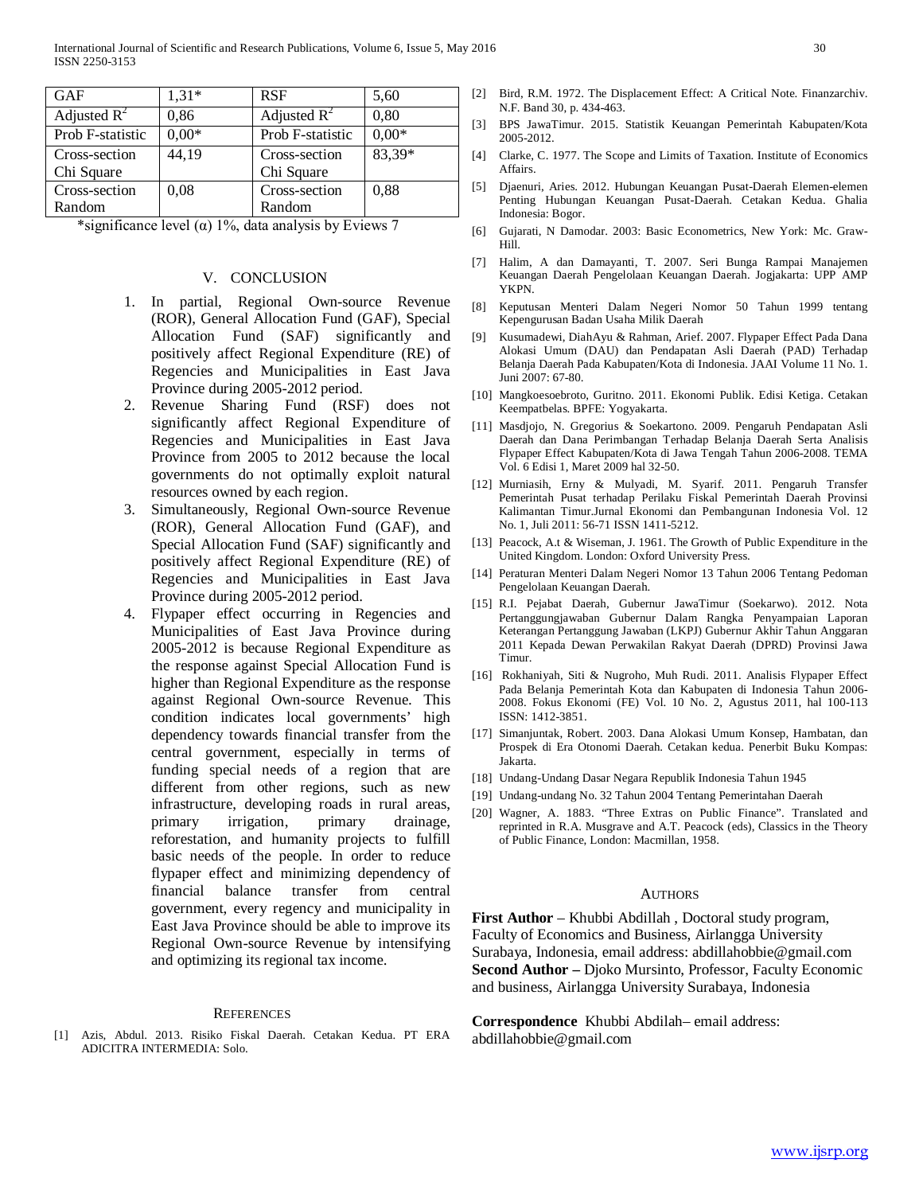| | | | |
|---|---|---|---|
| GAF | 1,31* | RSF | 5,60 |
| Adjusted $R^2$ | 0,86 | Adjusted $R^2$ | 0,80 |
| Prob F-statistic | 0,00* | Prob F-statistic | 0,00* |
| Cross-section Chi Square | 44,19 | Cross-section Chi Square | 83,39* |
| Cross-section Random | 0,08 | Cross-section Random | 0,88 |

*significance level (α) 1%, data analysis by Eviews 7

## V. CONCLUSION

1. In partial, Regional Own-source Revenue (ROR), General Allocation Fund (GAF), Special Allocation Fund (SAF) significantly and positively affect Regional Expenditure (RE) of Regencies and Municipalities in East Java Province during 2005-2012 period.
2. Revenue Sharing Fund (RSF) does not significantly affect Regional Expenditure of Regencies and Municipalities in East Java Province from 2005 to 2012 because the local governments do not optimally exploit natural resources owned by each region.
3. Simultaneously, Regional Own-source Revenue (ROR), General Allocation Fund (GAF), and Special Allocation Fund (SAF) significantly and positively affect Regional Expenditure (RE) of Regencies and Municipalities in East Java Province during 2005-2012 period.
4. Flypaper effect occurring in Regencies and Municipalities of East Java Province during 2005-2012 is because Regional Expenditure as the response against Special Allocation Fund is higher than Regional Expenditure as the response against Regional Own-source Revenue. This condition indicates local governments' high dependency towards financial transfer from the central government, especially in terms of funding special needs of a region that are different from other regions, such as new infrastructure, developing roads in rural areas, primary irrigation, primary drainage, reforestation, and humanity projects to fulfill basic needs of the people. In order to reduce flypaper effect and minimizing dependency of financial balance transfer from central government, every regency and municipality in East Java Province should be able to improve its Regional Own-source Revenue by intensifying and optimizing its regional tax income.

## REFERENCES

[1] Azis, Abdul. 2013. Risiko Fiskal Daerah. Cetakan Kedua. PT ERA ADICITRA INTERMEDIA: Solo.

[2] Bird, R.M. 1972. The Displacement Effect: A Critical Note. Finanzarchiv. N.F. Band 30, p. 434-463.

[3] BPS JawaTimur. 2015. Statistik Keuangan Pemerintah Kabupaten/Kota 2005-2012.

[4] Clarke, C. 1977. The Scope and Limits of Taxation. Institute of Economics Affairs.

[5] Djaenuri, Aries. 2012. Hubungan Keuangan Pusat-Daerah Elemen-elemen Penting Hubungan Keuangan Pusat-Daerah. Cetakan Kedua. Ghalia Indonesia: Bogor.

[6] Gujarati, N Damodar. 2003: Basic Econometrics, New York: Mc. Graw-Hill.

[7] Halim, A dan Damayanti, T. 2007. Seri Bunga Rampai Manajemen Keuangan Daerah Pengelolaan Keuangan Daerah. Jogjakarta: UPP AMP YKPN.

[8] Keputusan Menteri Dalam Negeri Nomor 50 Tahun 1999 tentang Kepengurusan Badan Usaha Milik Daerah

[9] Kusumadewi, DiahAyu & Rahman, Arief. 2007. Flypaper Effect Pada Dana Alokasi Umum (DAU) dan Pendapatan Asli Daerah (PAD) Terhadap Belanja Daerah Pada Kabupaten/Kota di Indonesia. JAAI Volume 11 No. 1. Juni 2007: 67-80.

[10] Mangkoesoebroto, Guritno. 2011. Ekonomi Publik. Edisi Ketiga. Cetakan Keempatbelas. BPFE: Yogyakarta.

[11] Masdjojo, N. Gregorius & Soekartono. 2009. Pengaruh Pendapatan Asli Daerah dan Dana Perimbangan Terhadap Belanja Daerah Serta Analisis Flypaper Effect Kabupaten/Kota di Jawa Tengah Tahun 2006-2008. TEMA Vol. 6 Edisi 1, Maret 2009 hal 32-50.

[12] Murniasih, Erny & Mulyadi, M. Syarif. 2011. Pengaruh Transfer Pemerintah Pusat terhadap Perilaku Fiskal Pemerintah Daerah Provinsi Kalimantan Timur.Jurnal Ekonomi dan Pembangunan Indonesia Vol. 12 No. 1, Juli 2011: 56-71 ISSN 1411-5212.

[13] Peacock, A.t & Wiseman, J. 1961. The Growth of Public Expenditure in the United Kingdom. London: Oxford University Press.

[14] Peraturan Menteri Dalam Negeri Nomor 13 Tahun 2006 Tentang Pedoman Pengelolaan Keuangan Daerah.

[15] R.I. Pejabat Daerah, Gubernur JawaTimur (Soekarwo). 2012. Nota Pertanggungjawaban Gubernur Dalam Rangka Penyampaian Laporan Keterangan Pertanggung Jawaban (LKPJ) Gubernur Akhir Tahun Anggaran 2011 Kepada Dewan Perwakilan Rakyat Daerah (DPRD) Provinsi Jawa Timur.

[16] Rokhaniyah, Siti & Nugroho, Muh Rudi. 2011. Analisis Flypaper Effect Pada Belanja Pemerintah Kota dan Kabupaten di Indonesia Tahun 2006-2008. Fokus Ekonomi (FE) Vol. 10 No. 2, Agustus 2011, hal 100-113 ISSN: 1412-3851.

[17] Simanjuntak, Robert. 2003. Dana Alokasi Umum Konsep, Hambatan, dan Prospek di Era Otonomi Daerah. Cetakan kedua. Penerbit Buku Kompas: Jakarta.

[18] Undang-Undang Dasar Negara Republik Indonesia Tahun 1945

[19] Undang-undang No. 32 Tahun 2004 Tentang Pemerintahan Daerah

[20] Wagner, A. 1883. "Three Extras on Public Finance". Translated and reprinted in R.A. Musgrave and A.T. Peacock (eds), Classics in the Theory of Public Finance, London: Macmillan, 1958.

## AUTHORS

**First Author** – Khubbi Abdillah , Doctoral study program, Faculty of Economics and Business, Airlangga University Surabaya, Indonesia, email address: abdillahobbie@gmail.com

**Second Author –** Djoko Mursinto, Professor, Faculty Economic and business, Airlangga University Surabaya, Indonesia

**Correspondence** Khubbi Abdilah– email address: abdillahobbie@gmail.com